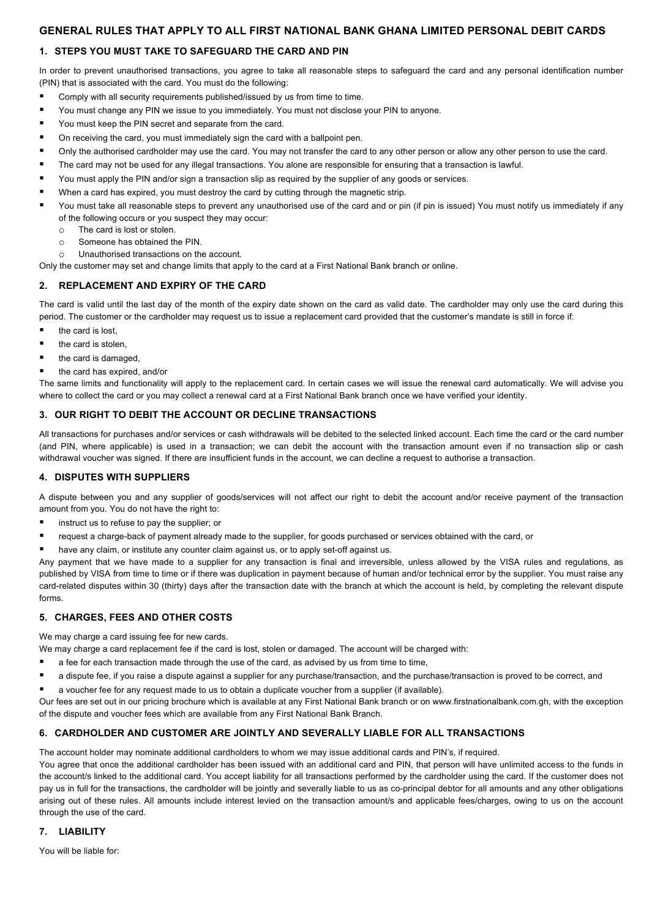# GENERAL RULES THAT APPLY TO ALL FIRST NATIONAL BANK GHANA LIMITED PERSONAL DEBIT CARDS

## 1. STEPS YOU MUST TAKE TO SAFEGUARD THE CARD AND PIN

In order to prevent unauthorised transactions, you agree to take all reasonable steps to safeguard the card and any personal identification number (PIN) that is associated with the card. You must do the following:

- Comply with all security requirements published/issued by us from time to time.
- You must change any PIN we issue to you immediately. You must not disclose your PIN to anyone.
- You must keep the PIN secret and separate from the card.
- On receiving the card, you must immediately sign the card with a ballpoint pen.
- Only the authorised cardholder may use the card. You may not transfer the card to any other person or allow any other person to use the card.
- The card may not be used for any illegal transactions. You alone are responsible for ensuring that a transaction is lawful.
- You must apply the PIN and/or sign a transaction slip as required by the supplier of any goods or services.
- When a card has expired, you must destroy the card by cutting through the magnetic strip.
- You must take all reasonable steps to prevent any unauthorised use of the card and or pin (if pin is issued) You must notify us immediately if any of the following occurs or you suspect they may occur:
  - The card is lost or stolen.
  - Someone has obtained the PIN.
  - Unauthorised transactions on the account.

Only the customer may set and change limits that apply to the card at a First National Bank branch or online.

## 2. REPLACEMENT AND EXPIRY OF THE CARD

The card is valid until the last day of the month of the expiry date shown on the card as valid date. The cardholder may only use the card during this period. The customer or the cardholder may request us to issue a replacement card provided that the customer's mandate is still in force if:

- the card is lost,
- the card is stolen,
- the card is damaged,
- the card has expired, and/or

The same limits and functionality will apply to the replacement card. In certain cases we will issue the renewal card automatically. We will advise you where to collect the card or you may collect a renewal card at a First National Bank branch once we have verified your identity.

## 3. OUR RIGHT TO DEBIT THE ACCOUNT OR DECLINE TRANSACTIONS

All transactions for purchases and/or services or cash withdrawals will be debited to the selected linked account. Each time the card or the card number (and PIN, where applicable) is used in a transaction; we can debit the account with the transaction amount even if no transaction slip or cash withdrawal voucher was signed. If there are insufficient funds in the account, we can decline a request to authorise a transaction.

## 4. DISPUTES WITH SUPPLIERS

A dispute between you and any supplier of goods/services will not affect our right to debit the account and/or receive payment of the transaction amount from you. You do not have the right to:

- instruct us to refuse to pay the supplier; or
- request a charge-back of payment already made to the supplier, for goods purchased or services obtained with the card, or
- have any claim, or institute any counter claim against us, or to apply set-off against us.

Any payment that we have made to a supplier for any transaction is final and irreversible, unless allowed by the VISA rules and regulations, as published by VISA from time to time or if there was duplication in payment because of human and/or technical error by the supplier. You must raise any card-related disputes within 30 (thirty) days after the transaction date with the branch at which the account is held, by completing the relevant dispute forms.

## 5. CHARGES, FEES AND OTHER COSTS

We may charge a card issuing fee for new cards.

We may charge a card replacement fee if the card is lost, stolen or damaged. The account will be charged with:

- a fee for each transaction made through the use of the card, as advised by us from time to time,
- a dispute fee, if you raise a dispute against a supplier for any purchase/transaction, and the purchase/transaction is proved to be correct, and
- a voucher fee for any request made to us to obtain a duplicate voucher from a supplier (if available).

Our fees are set out in our pricing brochure which is available at any First National Bank branch or on www.firstnationalbank.com.gh, with the exception of the dispute and voucher fees which are available from any First National Bank Branch.

## 6. CARDHOLDER AND CUSTOMER ARE JOINTLY AND SEVERALLY LIABLE FOR ALL TRANSACTIONS

The account holder may nominate additional cardholders to whom we may issue additional cards and PIN's, if required.

You agree that once the additional cardholder has been issued with an additional card and PIN, that person will have unlimited access to the funds in the account/s linked to the additional card. You accept liability for all transactions performed by the cardholder using the card. If the customer does not pay us in full for the transactions, the cardholder will be jointly and severally liable to us as co-principal debtor for all amounts and any other obligations arising out of these rules. All amounts include interest levied on the transaction amount/s and applicable fees/charges, owing to us on the account through the use of the card.

## 7. LIABILITY

You will be liable for: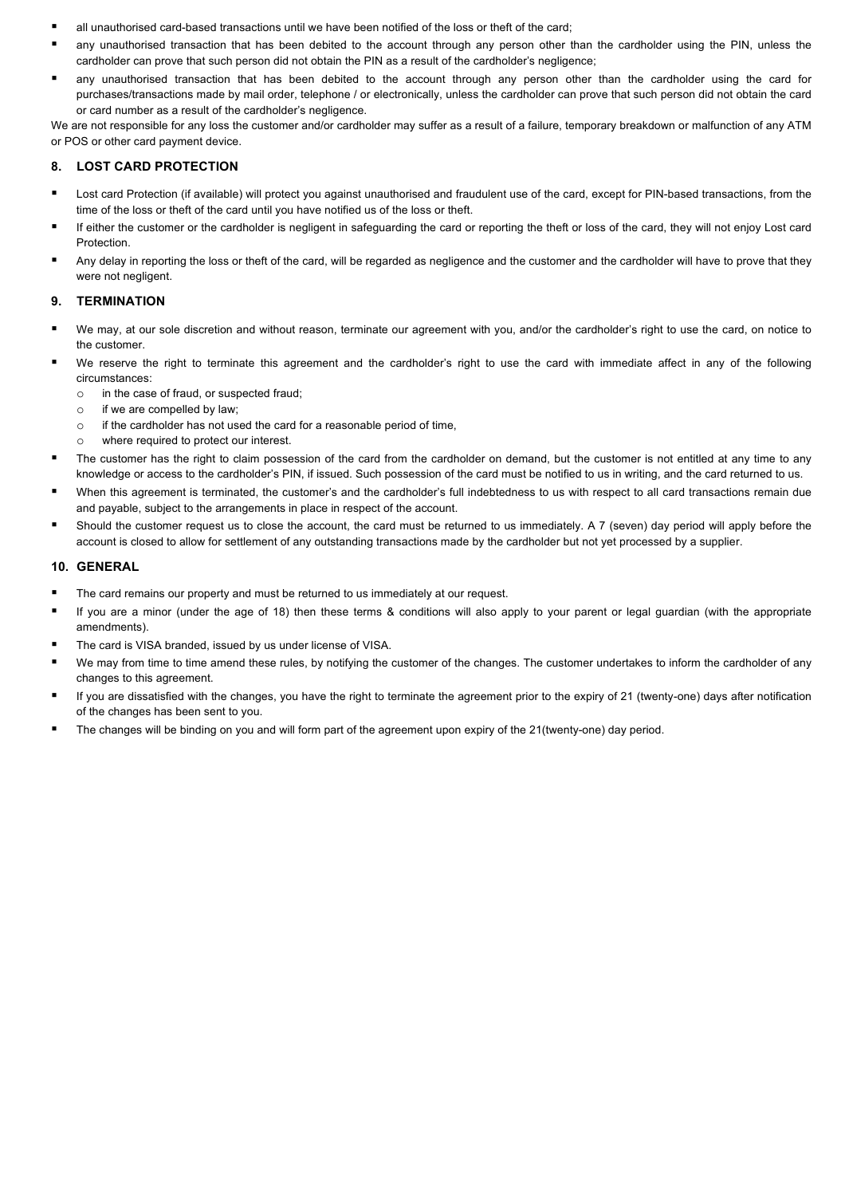- all unauthorised card-based transactions until we have been notified of the loss or theft of the card;
- any unauthorised transaction that has been debited to the account through any person other than the cardholder using the PIN, unless the cardholder can prove that such person did not obtain the PIN as a result of the cardholder's negligence;
- any unauthorised transaction that has been debited to the account through any person other than the cardholder using the card for purchases/transactions made by mail order, telephone / or electronically, unless the cardholder can prove that such person did not obtain the card or card number as a result of the cardholder's negligence.

We are not responsible for any loss the customer and/or cardholder may suffer as a result of a failure, temporary breakdown or malfunction of any ATM or POS or other card payment device.

## 8. LOST CARD PROTECTION

- Lost card Protection (if available) will protect you against unauthorised and fraudulent use of the card, except for PIN-based transactions, from the time of the loss or theft of the card until you have notified us of the loss or theft.
- If either the customer or the cardholder is negligent in safeguarding the card or reporting the theft or loss of the card, they will not enjoy Lost card Protection.
- Any delay in reporting the loss or theft of the card, will be regarded as negligence and the customer and the cardholder will have to prove that they were not negligent.

## 9. TERMINATION

- We may, at our sole discretion and without reason, terminate our agreement with you, and/or the cardholder's right to use the card, on notice to the customer.
- We reserve the right to terminate this agreement and the cardholder's right to use the card with immediate affect in any of the following circumstances:
  - in the case of fraud, or suspected fraud;
  - if we are compelled by law;
  - if the cardholder has not used the card for a reasonable period of time,
  - where required to protect our interest.
- The customer has the right to claim possession of the card from the cardholder on demand, but the customer is not entitled at any time to any knowledge or access to the cardholder's PIN, if issued. Such possession of the card must be notified to us in writing, and the card returned to us.
- When this agreement is terminated, the customer's and the cardholder's full indebtedness to us with respect to all card transactions remain due and payable, subject to the arrangements in place in respect of the account.
- Should the customer request us to close the account, the card must be returned to us immediately. A 7 (seven) day period will apply before the account is closed to allow for settlement of any outstanding transactions made by the cardholder but not yet processed by a supplier.

## 10. GENERAL

- The card remains our property and must be returned to us immediately at our request.
- If you are a minor (under the age of 18) then these terms & conditions will also apply to your parent or legal guardian (with the appropriate amendments).
- The card is VISA branded, issued by us under license of VISA.
- We may from time to time amend these rules, by notifying the customer of the changes. The customer undertakes to inform the cardholder of any changes to this agreement.
- If you are dissatisfied with the changes, you have the right to terminate the agreement prior to the expiry of 21 (twenty-one) days after notification of the changes has been sent to you.
- The changes will be binding on you and will form part of the agreement upon expiry of the 21(twenty-one) day period.